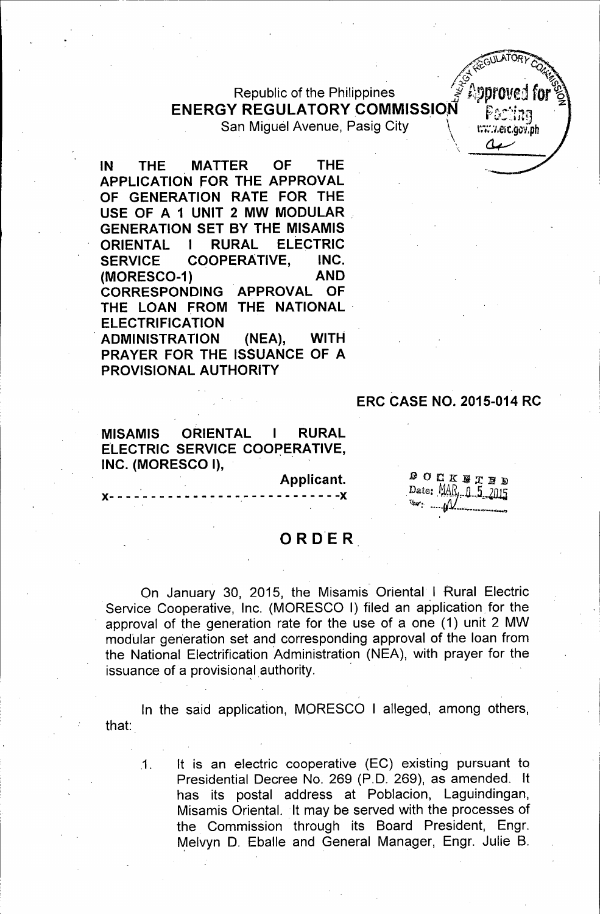Republic of the Philippines
**ENERGY REGULATORY COMMISSION**
San Miguel Avenue, Pasig City

**IN THE MATTER OF THE APPLICATION FOR THE APPROVAL OF GENERATION RATE FOR THE USE OF A 1 UNIT 2 MW MODULAR GENERATION SET BY THE MISAMIS ORIENTAL I RURAL ELECTRIC SERVICE COOPERATIVE, INC. (MORESCO-1) AND CORRESPONDING APPROVAL OF THE LOAN FROM THE NATIONAL ELECTRIFICATION ADMINISTRATION (NEA), WITH PRAYER FOR THE ISSUANCE OF A PROVISIONAL AUTHORITY**

**ERC CASE NO. 2015-014 RC**

**MISAMIS ORIENTAL I RURAL ELECTRIC SERVICE COOPERATIVE, INC. (MORESCO I),**

**Applicant.**

x- - - - - - - - - - - - - - - - - - - - - - - - - - -x

DOCKETED
Date: MAR 05 2015

# ORDER

On January 30, 2015, the Misamis Oriental I Rural Electric Service Cooperative, Inc. (MORESCO I) filed an application for the approval of the generation rate for the use of a one (1) unit 2 MW modular generation set and corresponding approval of the loan from the National Electrification Administration (NEA), with prayer for the issuance of a provisional authority.

In the said application, MORESCO I alleged, among others, that:

1. It is an electric cooperative (EC) existing pursuant to Presidential Decree No. 269 (P.D. 269), as amended. It has its postal address at Poblacion, Laguindingan, Misamis Oriental. It may be served with the processes of the Commission through its Board President, Engr. Melvyn D. Eballe and General Manager, Engr. Julie B.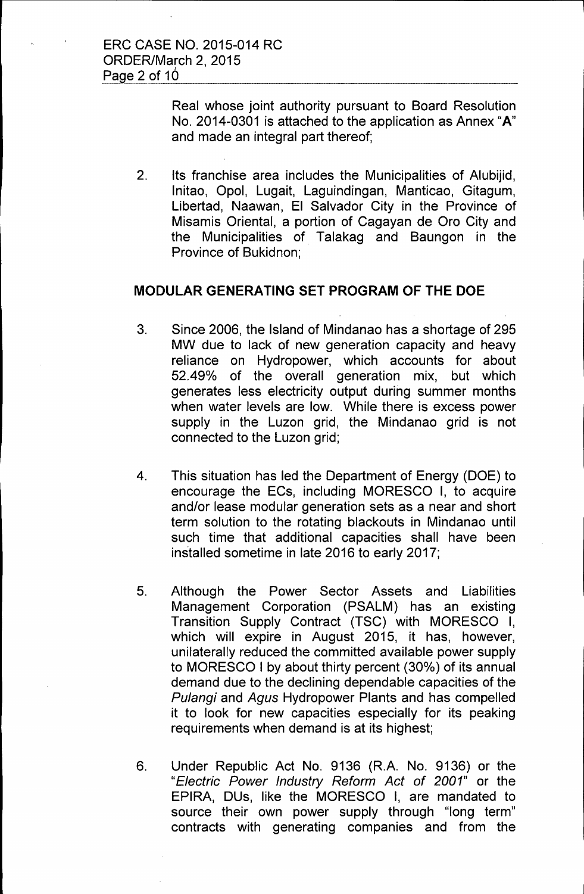Real whose joint authority pursuant to Board Resolution No. 2014-0301 is attached to the application as Annex "**A**" and made an integral part thereof;

2. Its franchise area includes the Municipalities of Alubijid, Initao, Opol, Lugait, Laguindingan, Manticao, Gitagum, Libertad, Naawan, El Salvador City in the Province of Misamis Oriental, a portion of Cagayan de Oro City and the Municipalities of Talakag and Baungon in the Province of Bukidnon;

## MODULAR GENERATING SET PROGRAM OF THE DOE

3. Since 2006, the Island of Mindanao has a shortage of 295 MW due to lack of new generation capacity and heavy reliance on Hydropower, which accounts for about 52.49% of the overall generation mix, but which generates less electricity output during summer months when water levels are low. While there is excess power supply in the Luzon grid, the Mindanao grid is not connected to the Luzon grid;

4. This situation has led the Department of Energy (DOE) to encourage the ECs, including MORESCO I, to acquire and/or lease modular generation sets as a near and short term solution to the rotating blackouts in Mindanao until such time that additional capacities shall have been installed sometime in late 2016 to early 2017;

5. Although the Power Sector Assets and Liabilities Management Corporation (PSALM) has an existing Transition Supply Contract (TSC) with MORESCO I, which will expire in August 2015, it has, however, unilaterally reduced the committed available power supply to MORESCO I by about thirty percent (30%) of its annual demand due to the declining dependable capacities of the *Pulangi* and *Agus* Hydropower Plants and has compelled it to look for new capacities especially for its peaking requirements when demand is at its highest;

6. Under Republic Act No. 9136 (R.A. No. 9136) or the "*Electric Power Industry Reform Act of 2001*" or the EPIRA, DUs, like the MORESCO I, are mandated to source their own power supply through "long term" contracts with generating companies and from the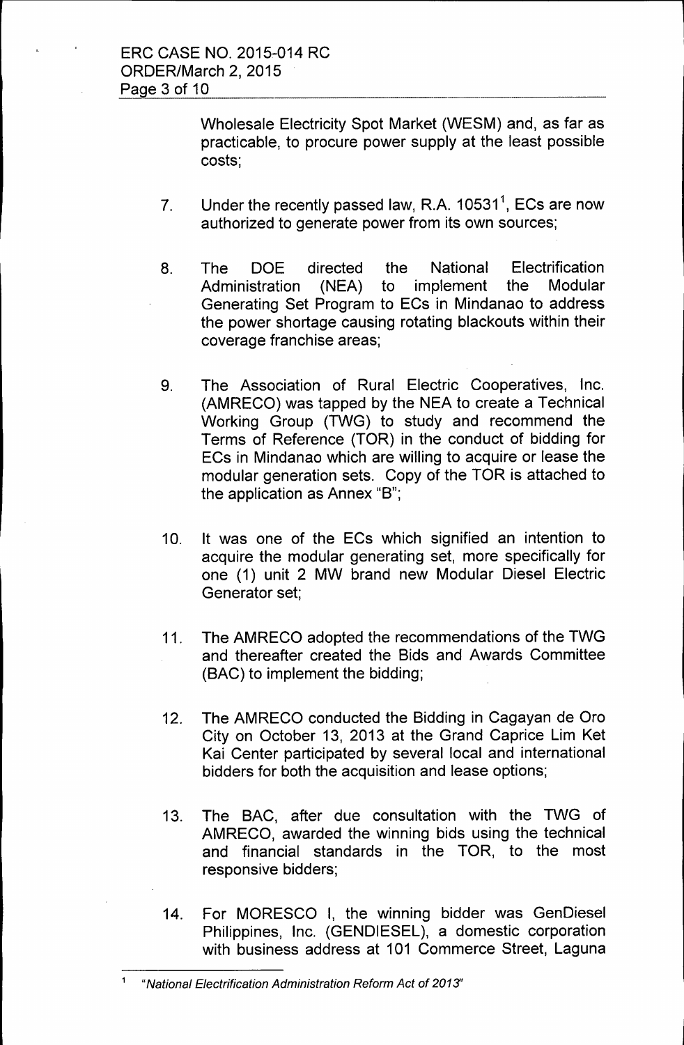Wholesale Electricity Spot Market (WESM) and, as far as practicable, to procure power supply at the least possible costs;

7. Under the recently passed law, R.A. 10531[1], ECs are now authorized to generate power from its own sources;

8. The DOE directed the National Electrification Administration (NEA) to implement the Modular Generating Set Program to ECs in Mindanao to address the power shortage causing rotating blackouts within their coverage franchise areas;

9. The Association of Rural Electric Cooperatives, Inc. (AMRECO) was tapped by the NEA to create a Technical Working Group (TWG) to study and recommend the Terms of Reference (TOR) in the conduct of bidding for ECs in Mindanao which are willing to acquire or lease the modular generation sets. Copy of the TOR is attached to the application as Annex "B";

10. It was one of the ECs which signified an intention to acquire the modular generating set, more specifically for one (1) unit 2 MW brand new Modular Diesel Electric Generator set;

11. The AMRECO adopted the recommendations of the TWG and thereafter created the Bids and Awards Committee (BAC) to implement the bidding;

12. The AMRECO conducted the Bidding in Cagayan de Oro City on October 13, 2013 at the Grand Caprice Lim Ket Kai Center participated by several local and international bidders for both the acquisition and lease options;

13. The BAC, after due consultation with the TWG of AMRECO, awarded the winning bids using the technical and financial standards in the TOR, to the most responsive bidders;

14. For MORESCO I, the winning bidder was GenDiesel Philippines, Inc. (GENDIESEL), a domestic corporation with business address at 101 Commerce Street, Laguna

---

[1] *"National Electrification Administration Reform Act of 2013"*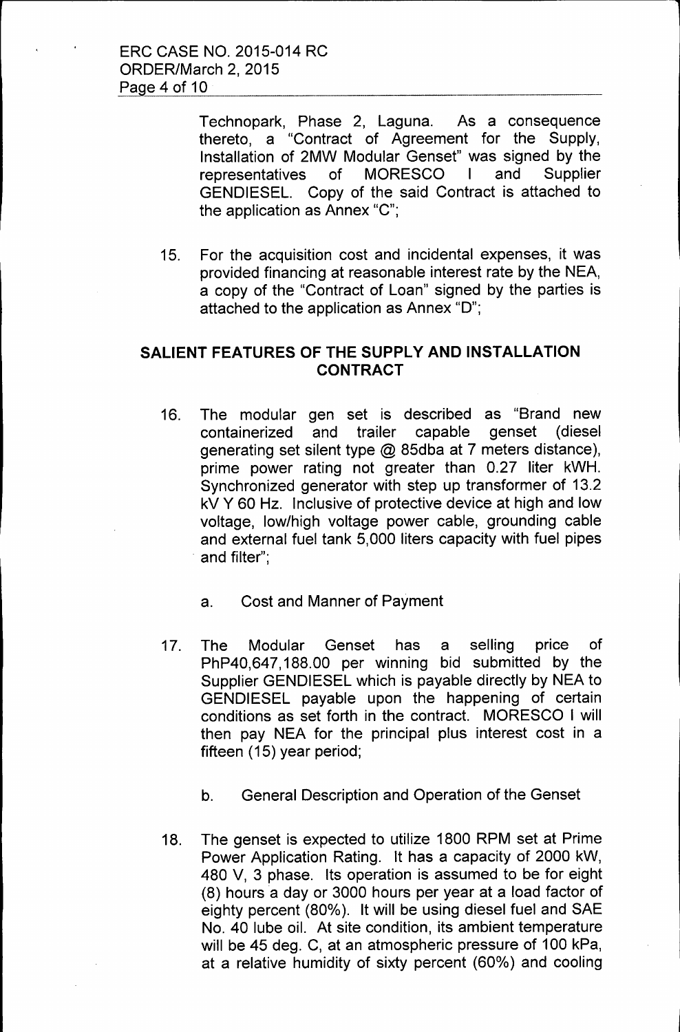Technopark, Phase 2, Laguna. As a consequence thereto, a "Contract of Agreement for the Supply, Installation of 2MW Modular Genset" was signed by the representatives of MORESCO I and Supplier GENDIESEL. Copy of the said Contract is attached to the application as Annex "C";

15. For the acquisition cost and incidental expenses, it was provided financing at reasonable interest rate by the NEA, a copy of the "Contract of Loan" signed by the parties is attached to the application as Annex "D";

## SALIENT FEATURES OF THE SUPPLY AND INSTALLATION CONTRACT

16. The modular gen set is described as "Brand new containerized and trailer capable genset (diesel generating set silent type @ 85dba at 7 meters distance), prime power rating not greater than 0.27 liter kWH. Synchronized generator with step up transformer of 13.2 kV Y 60 Hz. Inclusive of protective device at high and low voltage, low/high voltage power cable, grounding cable and external fuel tank 5,000 liters capacity with fuel pipes and filter";

    a. Cost and Manner of Payment

17. The Modular Genset has a selling price of PhP40,647,188.00 per winning bid submitted by the Supplier GENDIESEL which is payable directly by NEA to GENDIESEL payable upon the happening of certain conditions as set forth in the contract. MORESCO I will then pay NEA for the principal plus interest cost in a fifteen (15) year period;

    b. General Description and Operation of the Genset

18. The genset is expected to utilize 1800 RPM set at Prime Power Application Rating. It has a capacity of 2000 kW, 480 V, 3 phase. Its operation is assumed to be for eight (8) hours a day or 3000 hours per year at a load factor of eighty percent (80%). It will be using diesel fuel and SAE No. 40 lube oil. At site condition, its ambient temperature will be 45 deg. C, at an atmospheric pressure of 100 kPa, at a relative humidity of sixty percent (60%) and cooling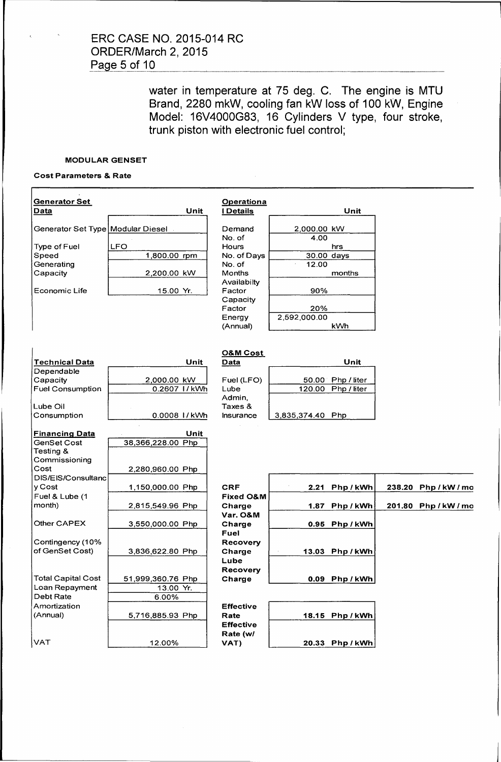water in temperature at 75 deg. C. The engine is MTU Brand, 2280 mkW, cooling fan kW loss of 100 kW, Engine Model: 16V4000G83, 16 Cylinders V type, four stroke, trunk piston with electronic fuel control;

**MODULAR GENSET**

**Cost Parameters & Rate**

| Generator Set Data | | Unit | Operational Details | | Unit |
|---|---|---|---|---|---|
| Generator Set Type | Modular Diesel | | Demand | 2,000.00 | kW |
| Type of Fuel | LFO | | No. of Hours | 4.00 | hrs |
| Speed | 1,800.00 | rpm | No. of Days | 30.00 | days |
| Generating Capacity | 2,200.00 | kW | No. of Months | 12.00 | months |
| Economic Life | 15.00 | Yr. | Availabilty Factor | 90% | |
| | | | Capacity Factor | 20% | |
| | | | Energy (Annual) | 2,592,000.00 | kWh |

| Technical Data | | Unit | O&M Cost Data | | Unit |
|---|---|---|---|---|---|
| Dependable Capacity | 2,000.00 | kW | Fuel (LFO) | 50.00 | Php / liter |
| Fuel Consumption | 0.2607 | l / kWh | Lube | 120.00 | Php / liter |
| Lube Oil Consumption | 0.0008 | l / kWh | Admin, Taxes & Insurance | 3,835,374.40 | Php |

| Financing Data | | Unit |
|---|---|---|
| GenSet Cost | 38,366,228.00 | Php |
| Testing & Commissioning Cost | 2,280,960.00 | Php |
| DIS/EIS/Consultancy Cost | 1,150,000.00 | Php |
| Fuel & Lube (1 month) | 2,815,549.96 | Php |
| Other CAPEX | 3,550,000.00 | Php |
| Contingency (10% of GenSet Cost) | 3,836,622.80 | Php |
| Total Capital Cost | 51,999,360.76 | Php |
| Loan Repayment | 13.00 | Yr. |
| Debt Rate | 6.00% | |
| Amortization (Annual) | 5,716,885.93 | Php |
| VAT | 12.00% | |

| | | | | |
|---|---|---|---|---|
| CRF | 2.21 | Php / kWh | 238.20 | Php / kW / mo |
| Fixed O&M Charge | 1.87 | Php / kWh | 201.80 | Php / kW / mo |
| Var. O&M Charge | 0.95 | Php / kWh | | |
| Fuel Recovery Charge | 13.03 | Php / kWh | | |
| Lube Recovery Charge | 0.09 | Php / kWh | | |
| Effective Rate | 18.15 | Php / kWh | | |
| Effective Rate (w/ VAT) | 20.33 | Php / kWh | | |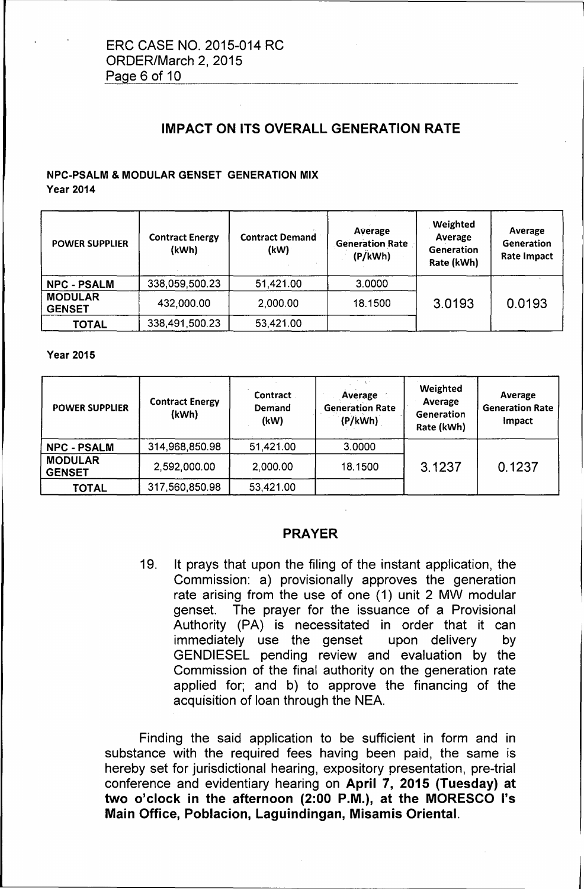## IMPACT ON ITS OVERALL GENERATION RATE

**NPC-PSALM & MODULAR GENSET GENERATION MIX**
**Year 2014**

| POWER SUPPLIER | Contract Energy (kWh) | Contract Demand (kW) | Average Generation Rate (P/kWh) | Weighted Average Generation Rate (kWh) | Average Generation Rate Impact |
|---|---|---|---|---|---|
| NPC - PSALM | 338,059,500.23 | 51,421.00 | 3.0000 | 3.0193 | 0.0193 |
| MODULAR GENSET | 432,000.00 | 2,000.00 | 18.1500 | | |
| TOTAL | 338,491,500.23 | 53,421.00 | | | |

**Year 2015**

| POWER SUPPLIER | Contract Energy (kWh) | Contract Demand (kW) | Average Generation Rate (P/kWh) | Weighted Average Generation Rate (kWh) | Average Generation Rate Impact |
|---|---|---|---|---|---|
| NPC - PSALM | 314,968,850.98 | 51,421.00 | 3.0000 | 3.1237 | 0.1237 |
| MODULAR GENSET | 2,592,000.00 | 2,000.00 | 18.1500 | | |
| TOTAL | 317,560,850.98 | 53,421.00 | | | |

## PRAYER

19. It prays that upon the filing of the instant application, the Commission: a) provisionally approves the generation rate arising from the use of one (1) unit 2 MW modular genset. The prayer for the issuance of a Provisional Authority (PA) is necessitated in order that it can immediately use the genset upon delivery by GENDIESEL pending review and evaluation by the Commission of the final authority on the generation rate applied for; and b) to approve the financing of the acquisition of loan through the NEA.

Finding the said application to be sufficient in form and in substance with the required fees having been paid, the same is hereby set for jurisdictional hearing, expository presentation, pre-trial conference and evidentiary hearing on **April 7, 2015 (Tuesday) at two o'clock in the afternoon (2:00 P.M.), at the MORESCO I's Main Office, Poblacion, Laguindingan, Misamis Oriental.**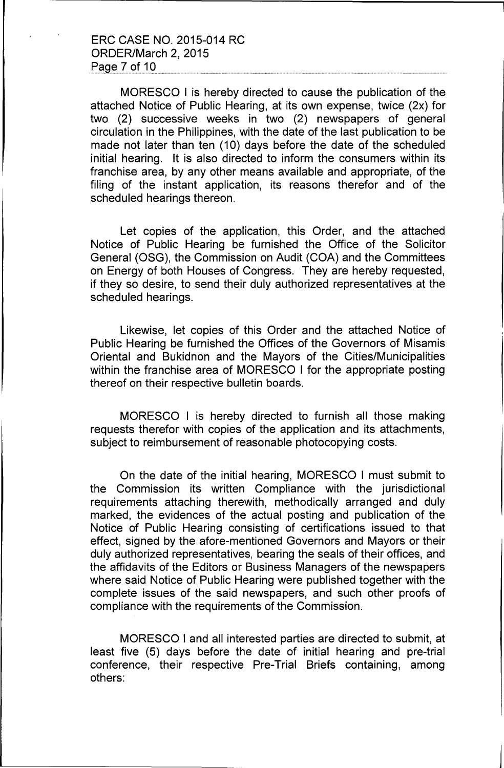MORESCO I is hereby directed to cause the publication of the attached Notice of Public Hearing, at its own expense, twice (2x) for two (2) successive weeks in two (2) newspapers of general circulation in the Philippines, with the date of the last publication to be made not later than ten (10) days before the date of the scheduled initial hearing. It is also directed to inform the consumers within its franchise area, by any other means available and appropriate, of the filing of the instant application, its reasons therefor and of the scheduled hearings thereon.

Let copies of the application, this Order, and the attached Notice of Public Hearing be furnished the Office of the Solicitor General (OSG), the Commission on Audit (COA) and the Committees on Energy of both Houses of Congress. They are hereby requested, if they so desire, to send their duly authorized representatives at the scheduled hearings.

Likewise, let copies of this Order and the attached Notice of Public Hearing be furnished the Offices of the Governors of Misamis Oriental and Bukidnon and the Mayors of the Cities/Municipalities within the franchise area of MORESCO I for the appropriate posting thereof on their respective bulletin boards.

MORESCO I is hereby directed to furnish all those making requests therefor with copies of the application and its attachments, subject to reimbursement of reasonable photocopying costs.

On the date of the initial hearing, MORESCO I must submit to the Commission its written Compliance with the jurisdictional requirements attaching therewith, methodically arranged and duly marked, the evidences of the actual posting and publication of the Notice of Public Hearing consisting of certifications issued to that effect, signed by the afore-mentioned Governors and Mayors or their duly authorized representatives, bearing the seals of their offices, and the affidavits of the Editors or Business Managers of the newspapers where said Notice of Public Hearing were published together with the complete issues of the said newspapers, and such other proofs of compliance with the requirements of the Commission.

MORESCO I and all interested parties are directed to submit, at least five (5) days before the date of initial hearing and pre-trial conference, their respective Pre-Trial Briefs containing, among others: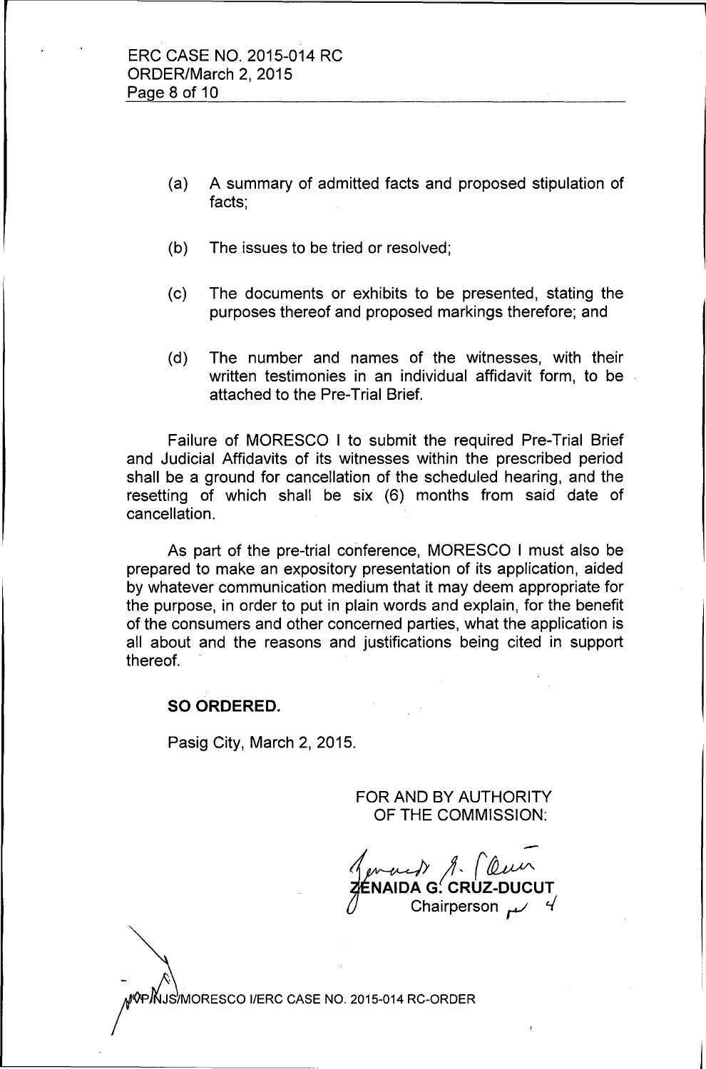(a) A summary of admitted facts and proposed stipulation of facts;

(b) The issues to be tried or resolved;

(c) The documents or exhibits to be presented, stating the purposes thereof and proposed markings therefore; and

(d) The number and names of the witnesses, with their written testimonies in an individual affidavit form, to be attached to the Pre-Trial Brief.

Failure of MORESCO I to submit the required Pre-Trial Brief and Judicial Affidavits of its witnesses within the prescribed period shall be a ground for cancellation of the scheduled hearing, and the resetting of which shall be six (6) months from said date of cancellation.

As part of the pre-trial conference, MORESCO I must also be prepared to make an expository presentation of its application, aided by whatever communication medium that it may deem appropriate for the purpose, in order to put in plain words and explain, for the benefit of the consumers and other concerned parties, what the application is all about and the reasons and justifications being cited in support thereof.

**SO ORDERED.**

Pasig City, March 2, 2015.

FOR AND BY AUTHORITY
OF THE COMMISSION:

**ZENAIDA G. CRUZ-DUCUT**
Chairperson

MVP/NJS/MORESCO I/ERC CASE NO. 2015-014 RC-ORDER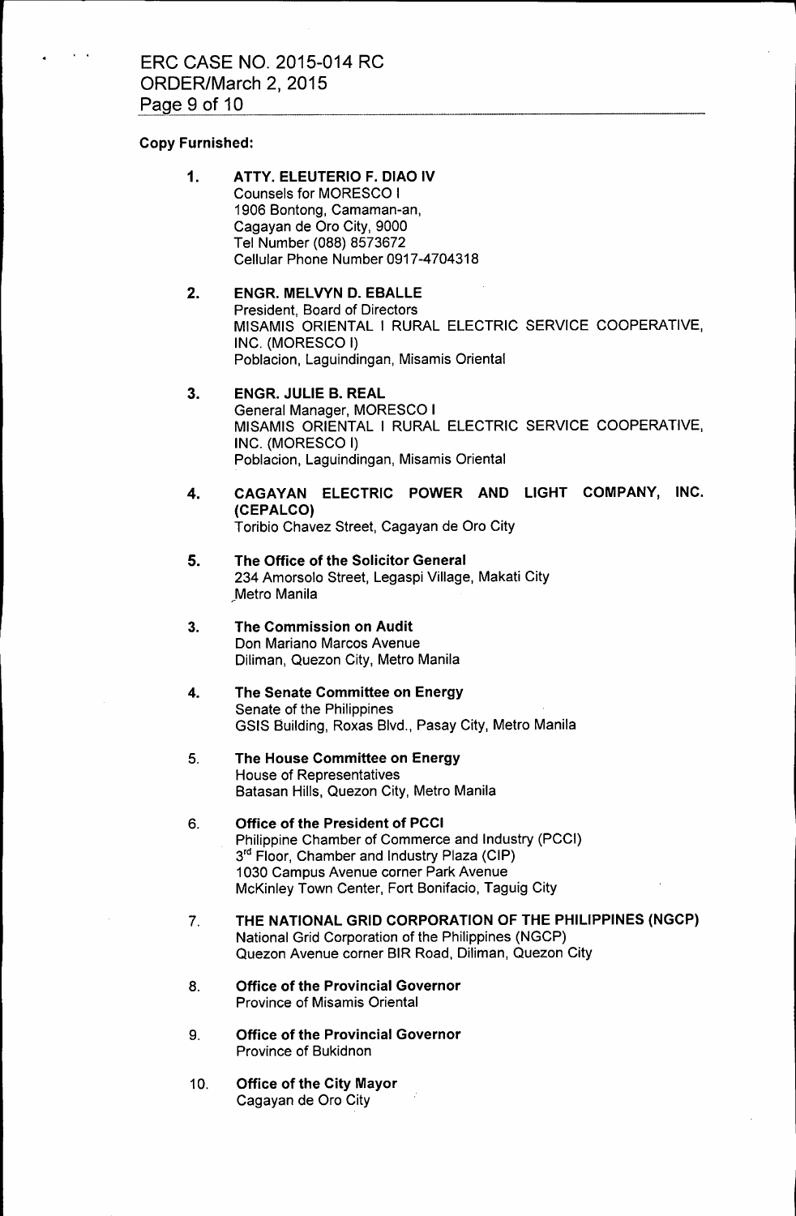**Copy Furnished:**

1. **ATTY. ELEUTERIO F. DIAO IV**
   Counsels for MORESCO I
   1906 Bontong, Camaman-an,
   Cagayan de Oro City, 9000
   Tel Number (088) 8573672
   Cellular Phone Number 0917-4704318

2. **ENGR. MELVYN D. EBALLE**
   President, Board of Directors
   MISAMIS ORIENTAL I RURAL ELECTRIC SERVICE COOPERATIVE, INC. (MORESCO I)
   Poblacion, Laguindingan, Misamis Oriental

3. **ENGR. JULIE B. REAL**
   General Manager, MORESCO I
   MISAMIS ORIENTAL I RURAL ELECTRIC SERVICE COOPERATIVE, INC. (MORESCO I)
   Poblacion, Laguindingan, Misamis Oriental

4. **CAGAYAN ELECTRIC POWER AND LIGHT COMPANY, INC. (CEPALCO)**
   Toribio Chavez Street, Cagayan de Oro City

5. **The Office of the Solicitor General**
   234 Amorsolo Street, Legaspi Village, Makati City
   Metro Manila

3\. **The Commission on Audit**
   Don Mariano Marcos Avenue
   Diliman, Quezon City, Metro Manila

4\. **The Senate Committee on Energy**
   Senate of the Philippines
   GSIS Building, Roxas Blvd., Pasay City, Metro Manila

5\. **The House Committee on Energy**
   House of Representatives
   Batasan Hills, Quezon City, Metro Manila

6\. **Office of the President of PCCI**
   Philippine Chamber of Commerce and Industry (PCCI)
   3rd Floor, Chamber and Industry Plaza (CIP)
   1030 Campus Avenue corner Park Avenue
   McKinley Town Center, Fort Bonifacio, Taguig City

7\. **THE NATIONAL GRID CORPORATION OF THE PHILIPPINES (NGCP)**
   National Grid Corporation of the Philippines (NGCP)
   Quezon Avenue corner BIR Road, Diliman, Quezon City

8\. **Office of the Provincial Governor**
   Province of Misamis Oriental

9\. **Office of the Provincial Governor**
   Province of Bukidnon

10\. **Office of the City Mayor**
   Cagayan de Oro City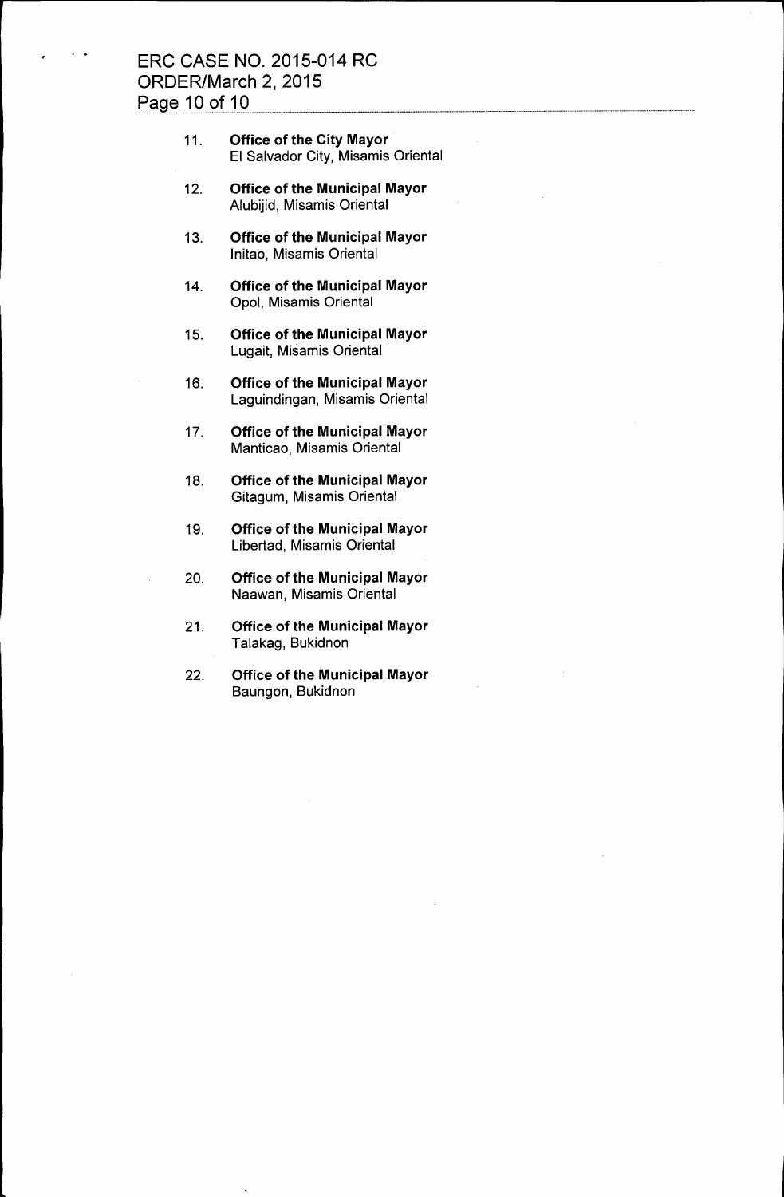11. **Office of the City Mayor**
    El Salvador City, Misamis Oriental

12. **Office of the Municipal Mayor**
    Alubijid, Misamis Oriental

13. **Office of the Municipal Mayor**
    Initao, Misamis Oriental

14. **Office of the Municipal Mayor**
    Opol, Misamis Oriental

15. **Office of the Municipal Mayor**
    Lugait, Misamis Oriental

16. **Office of the Municipal Mayor**
    Laguindingan, Misamis Oriental

17. **Office of the Municipal Mayor**
    Manticao, Misamis Oriental

18. **Office of the Municipal Mayor**
    Gitagum, Misamis Oriental

19. **Office of the Municipal Mayor**
    Libertad, Misamis Oriental

20. **Office of the Municipal Mayor**
    Naawan, Misamis Oriental

21. **Office of the Municipal Mayor**
    Talakag, Bukidnon

22. **Office of the Municipal Mayor**
    Baungon, Bukidnon